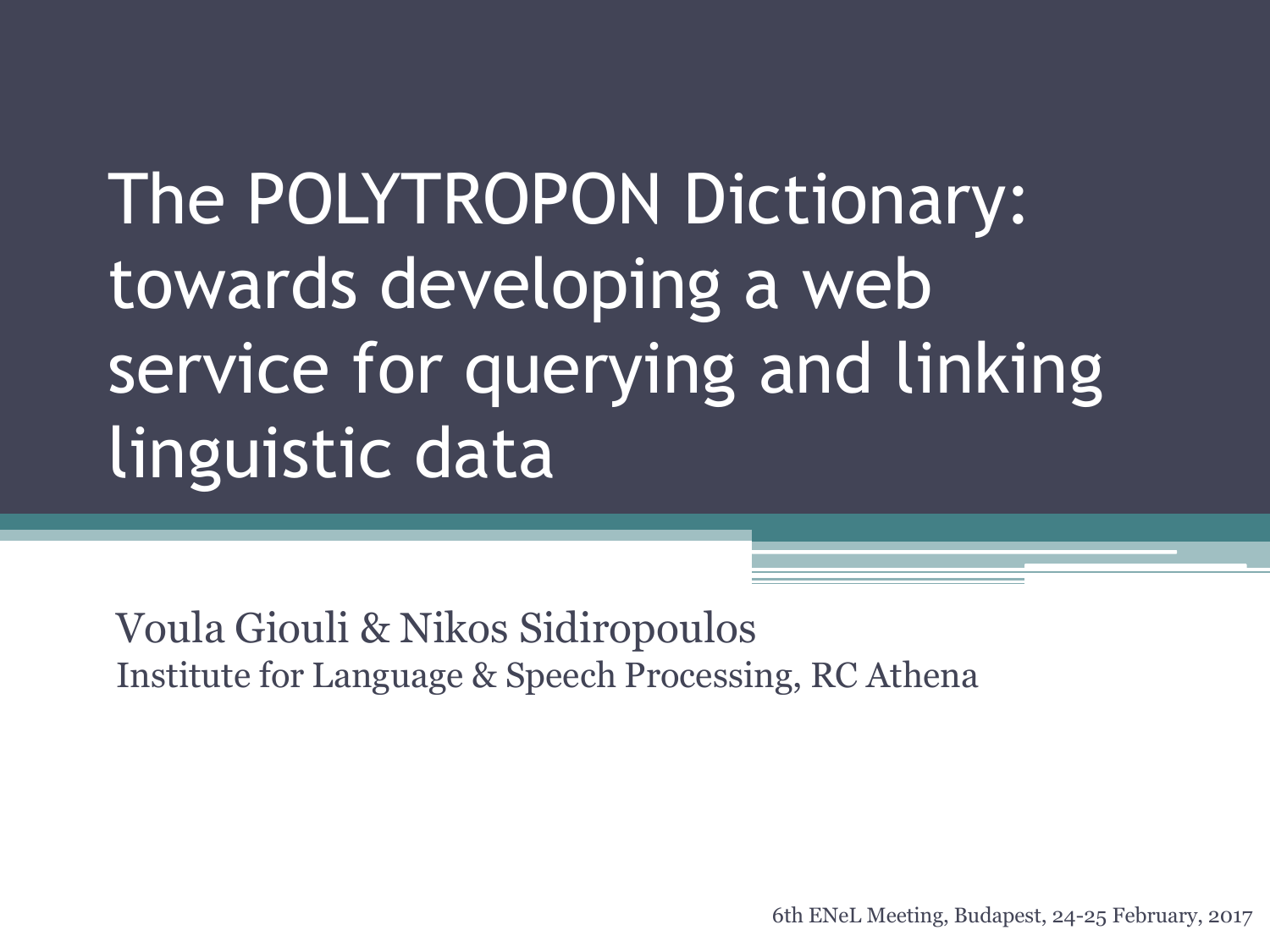# The POLYTROPON Dictionary: towards developing a web service for querying and linking linguistic data

Voula Giouli & Nikos Sidiropoulos

Institute for Language & Speech Processing, RC Athena

6th ENeL Meeting, Budapest, 24-25 February, 2017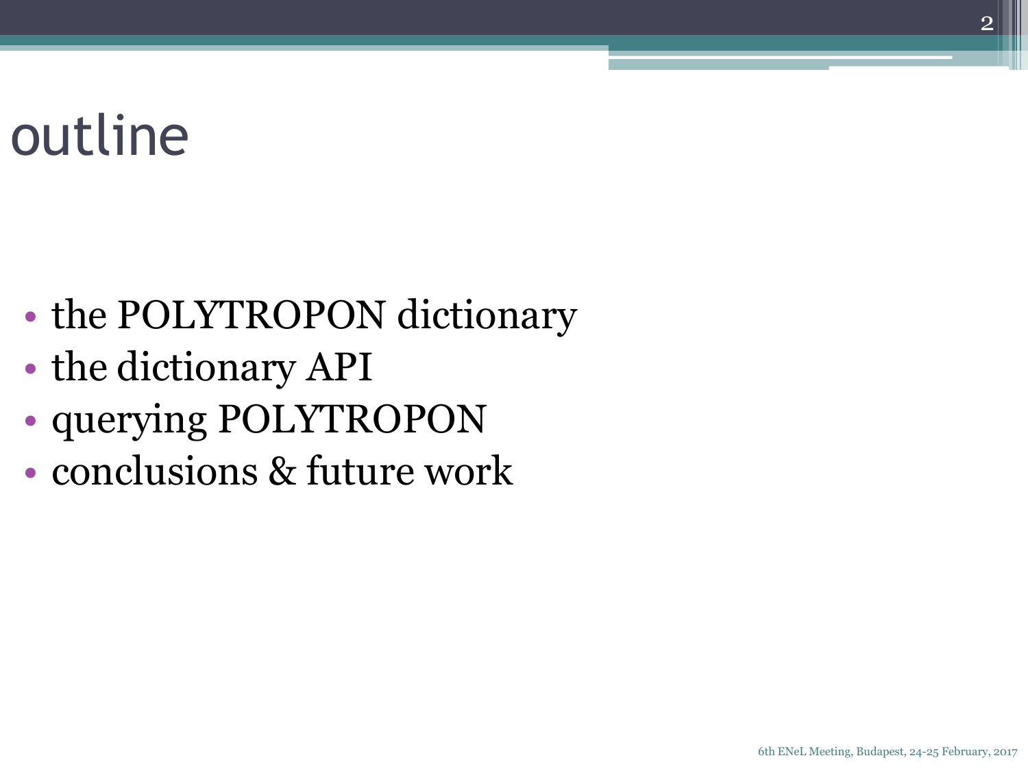# outline

- the POLYTROPON dictionary
- the dictionary API
- querying POLYTROPON
- conclusions & future work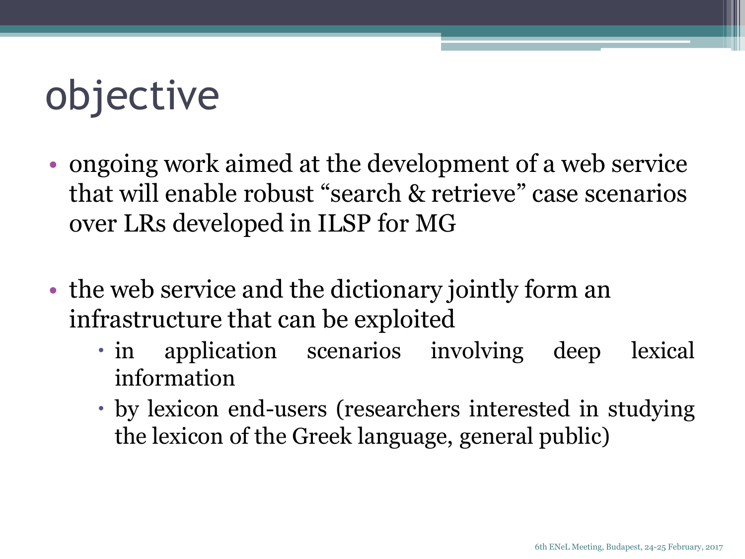# objective

- ongoing work aimed at the development of a web service that will enable robust "search & retrieve" case scenarios over LRs developed in ILSP for MG

- the web service and the dictionary jointly form an infrastructure that can be exploited
  - in application scenarios involving deep lexical information
  - by lexicon end-users (researchers interested in studying the lexicon of the Greek language, general public)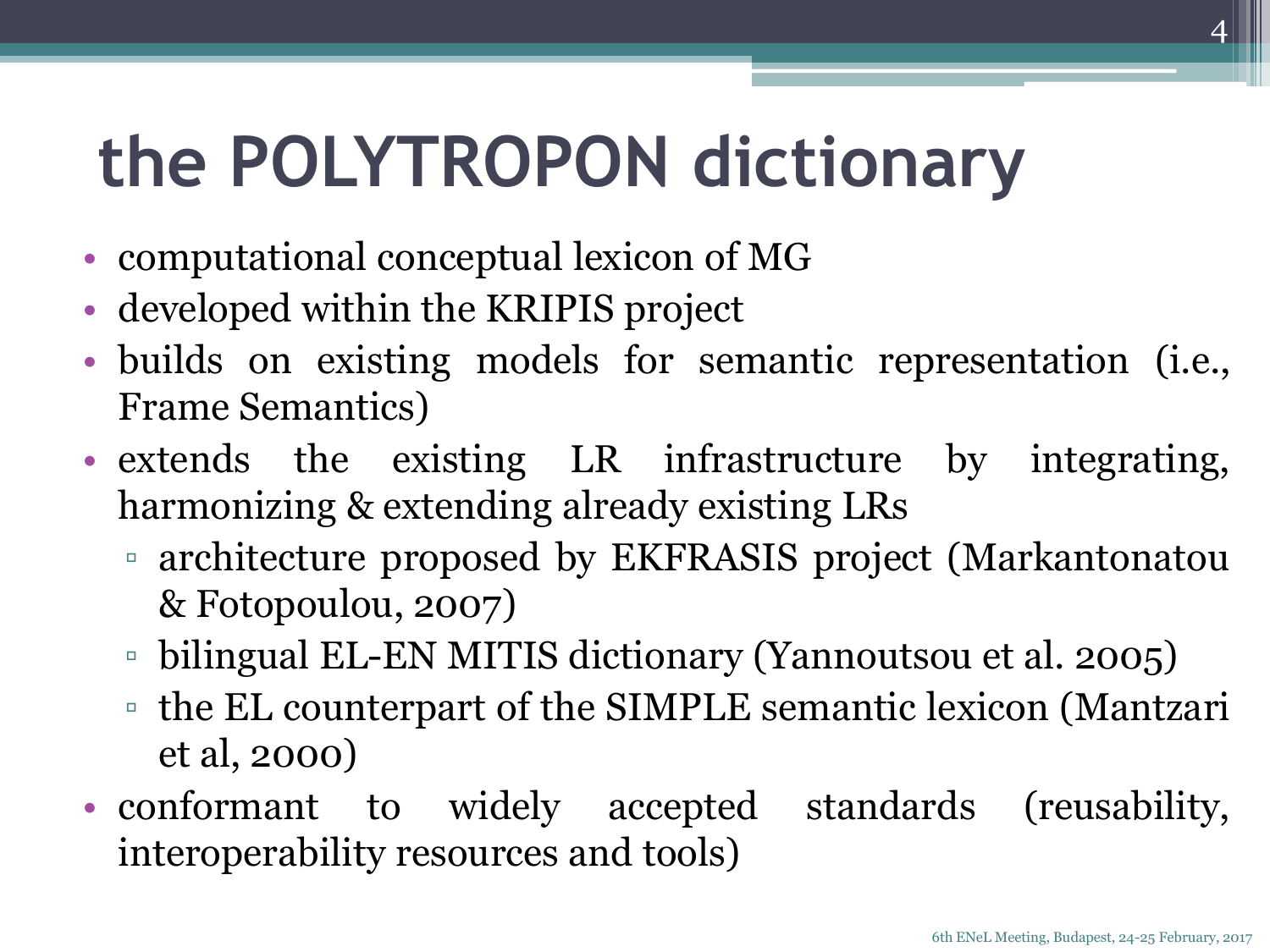# the POLYTROPON dictionary

- computational conceptual lexicon of MG
- developed within the KRIPIS project
- builds on existing models for semantic representation (i.e., Frame Semantics)
- extends the existing LR infrastructure by integrating, harmonizing & extending already existing LRs
  - architecture proposed by EKFRASIS project (Markantonatou & Fotopoulou, 2007)
  - bilingual EL-EN MITIS dictionary (Yannoutsou et al. 2005)
  - the EL counterpart of the SIMPLE semantic lexicon (Mantzari et al, 2000)
- conformant to widely accepted standards (reusability, interoperability resources and tools)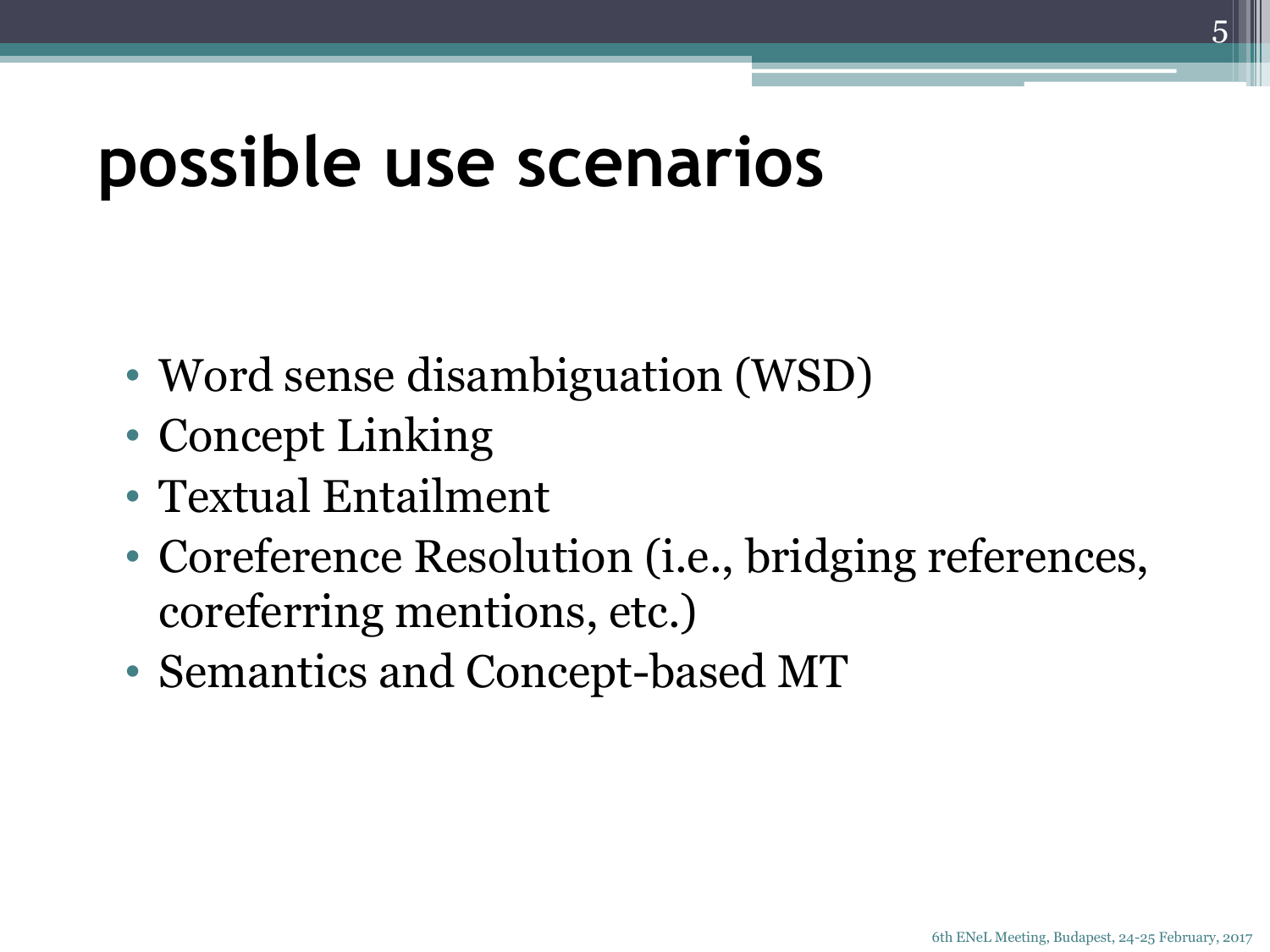# possible use scenarios

- Word sense disambiguation (WSD)
- Concept Linking
- Textual Entailment
- Coreference Resolution (i.e., bridging references, coreferring mentions, etc.)
- Semantics and Concept-based MT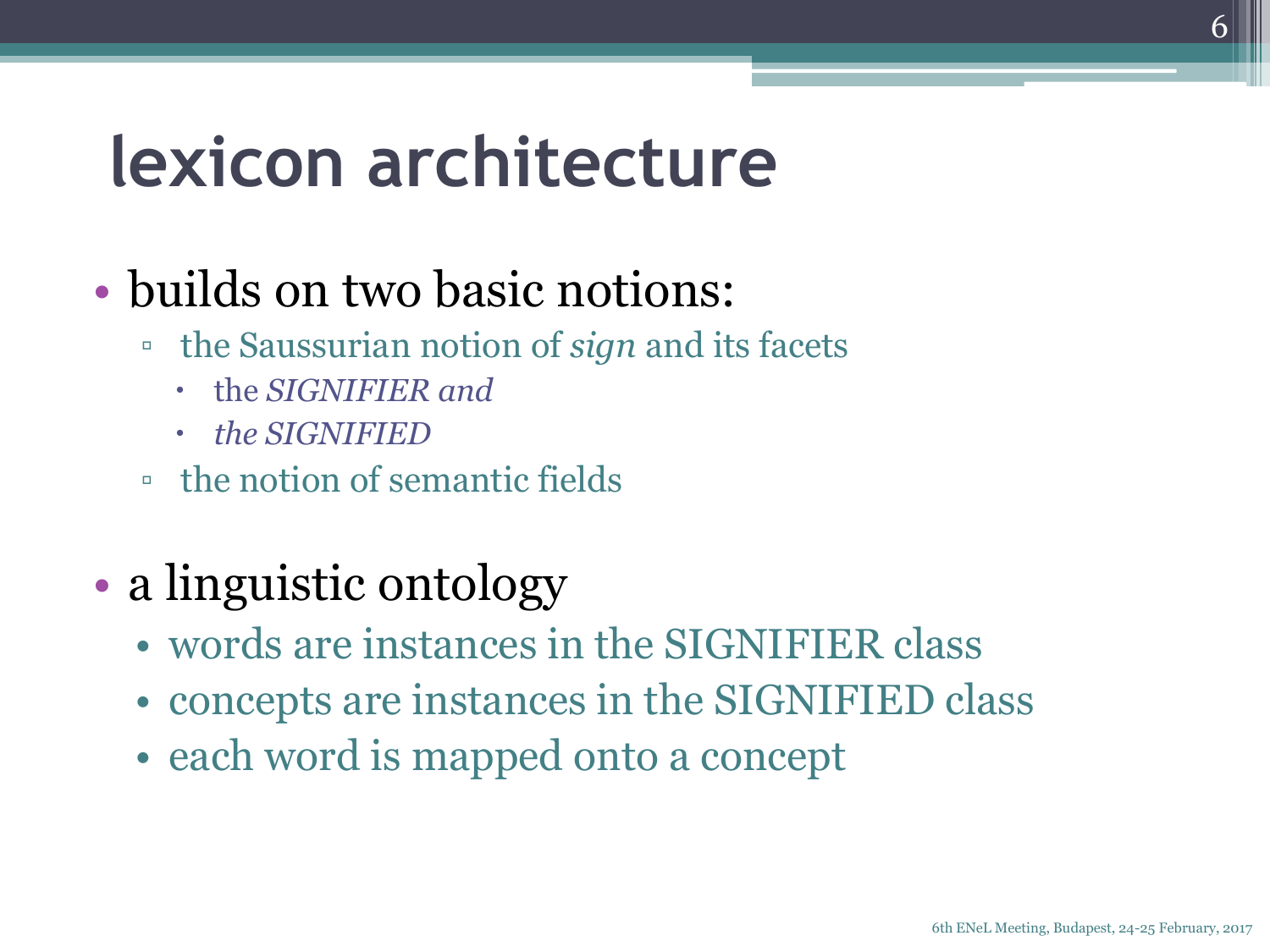# lexicon architecture

- builds on two basic notions:
  - the Saussurian notion of *sign* and its facets
    - the *SIGNIFIER and*
    - *the SIGNIFIED*
  - the notion of semantic fields

- a linguistic ontology
  - words are instances in the SIGNIFIER class
  - concepts are instances in the SIGNIFIED class
  - each word is mapped onto a concept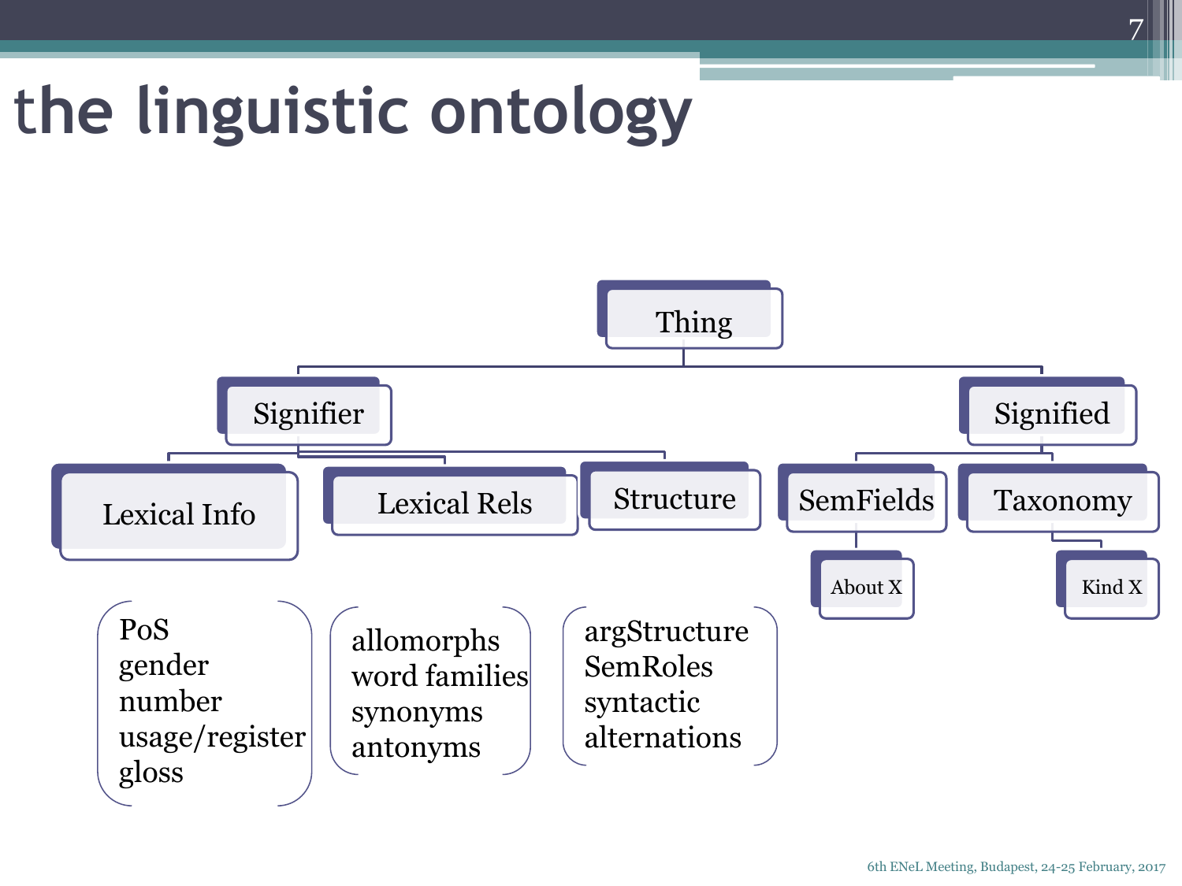# the linguistic ontology

- Thing
  - Signifier
    - Lexical Info
      - PoS
      - gender
      - number
      - usage/register
      - gloss
    - Lexical Rels
      - allomorphs
      - word families
      - synonyms
      - antonyms
    - Structure
      - argStructure
      - SemRoles
      - syntactic alternations
  - Signified
    - SemFields
      - About X
    - Taxonomy
      - Kind X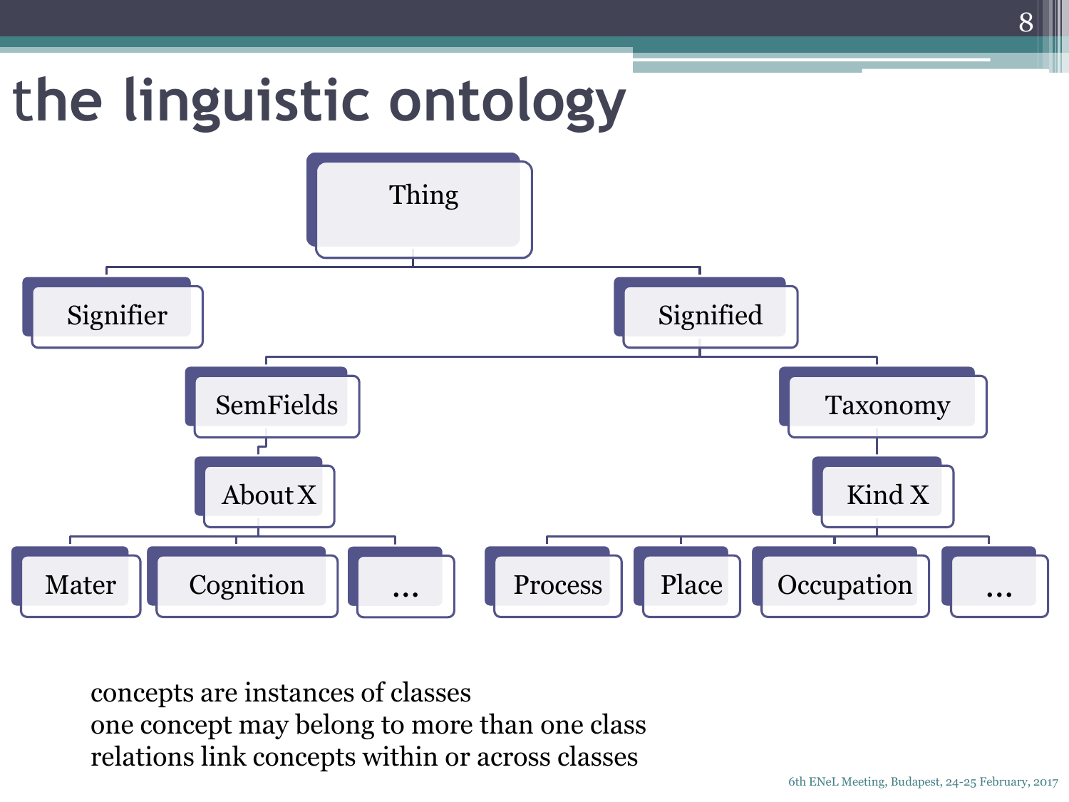# the linguistic ontology

- Thing
  - Signifier
  - Signified
    - SemFields
      - About X
        - Mater
        - Cognition
        - ...
    - Taxonomy
      - Kind X
        - Process
        - Place
        - Occupation
        - ...

concepts are instances of classes
one concept may belong to more than one class
relations link concepts within or across classes

6th ENeL Meeting, Budapest, 24-25 February, 2017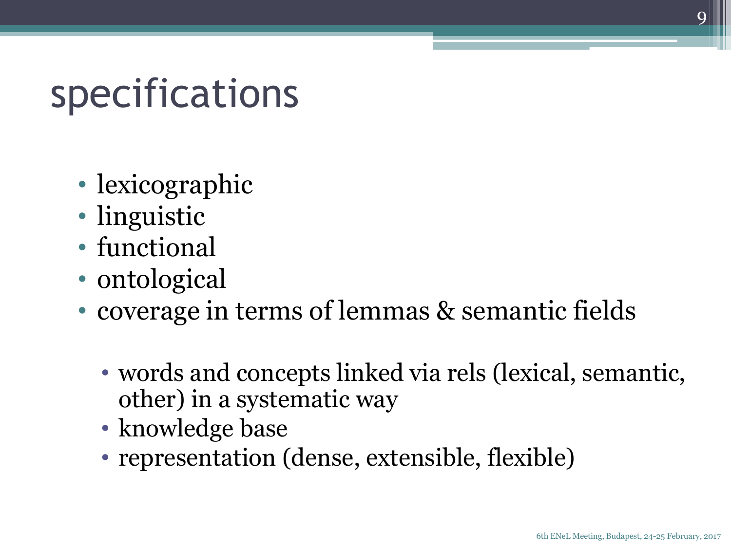# specifications

- lexicographic
- linguistic
- functional
- ontological
- coverage in terms of lemmas & semantic fields
    - words and concepts linked via rels (lexical, semantic, other) in a systematic way
    - knowledge base
    - representation (dense, extensible, flexible)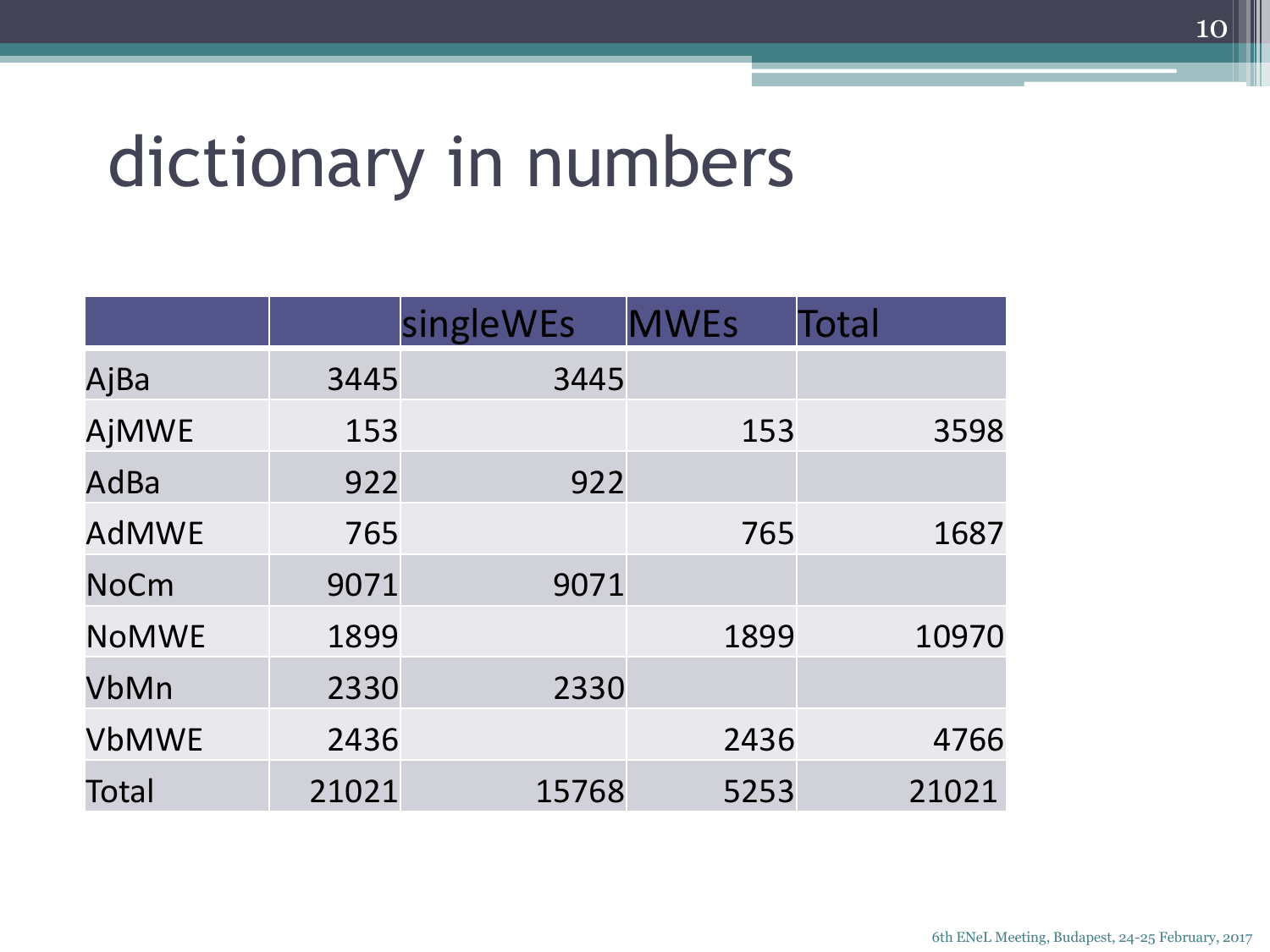# dictionary in numbers

| | | singleWEs | MWEs | Total |
|---|---|---|---|---|
| AjBa | 3445 | 3445 | | |
| AjMWE | 153 | | 153 | 3598 |
| AdBa | 922 | 922 | | |
| AdMWE | 765 | | 765 | 1687 |
| NoCm | 9071 | 9071 | | |
| NoMWE | 1899 | | 1899 | 10970 |
| VbMn | 2330 | 2330 | | |
| VbMWE | 2436 | | 2436 | 4766 |
| Total | 21021 | 15768 | 5253 | 21021 |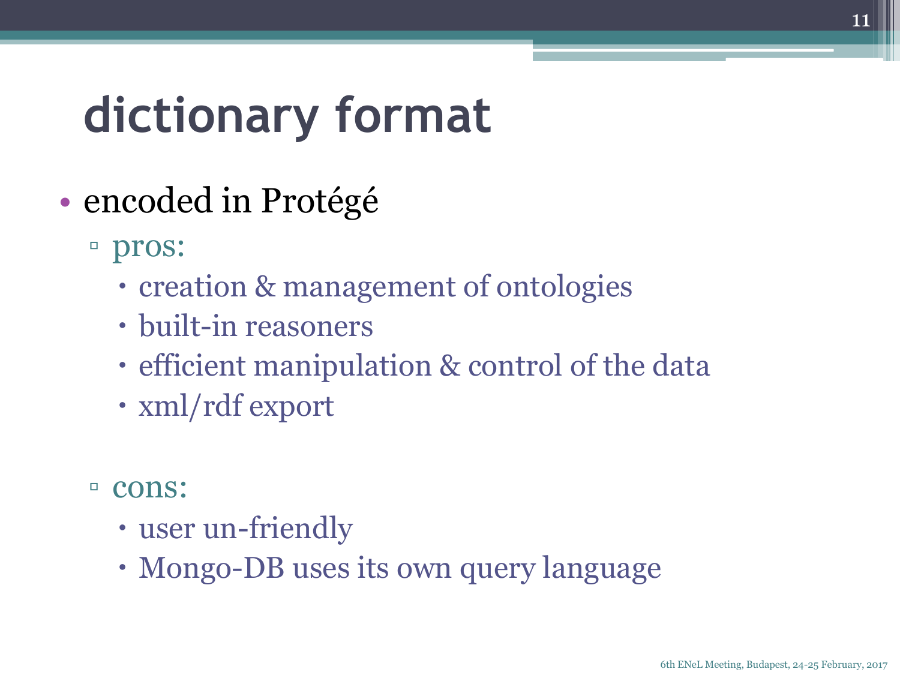# dictionary format

- encoded in Protégé
  - pros:
    - creation & management of ontologies
    - built-in reasoners
    - efficient manipulation & control of the data
    - xml/rdf export
  - cons:
    - user un-friendly
    - Mongo-DB uses its own query language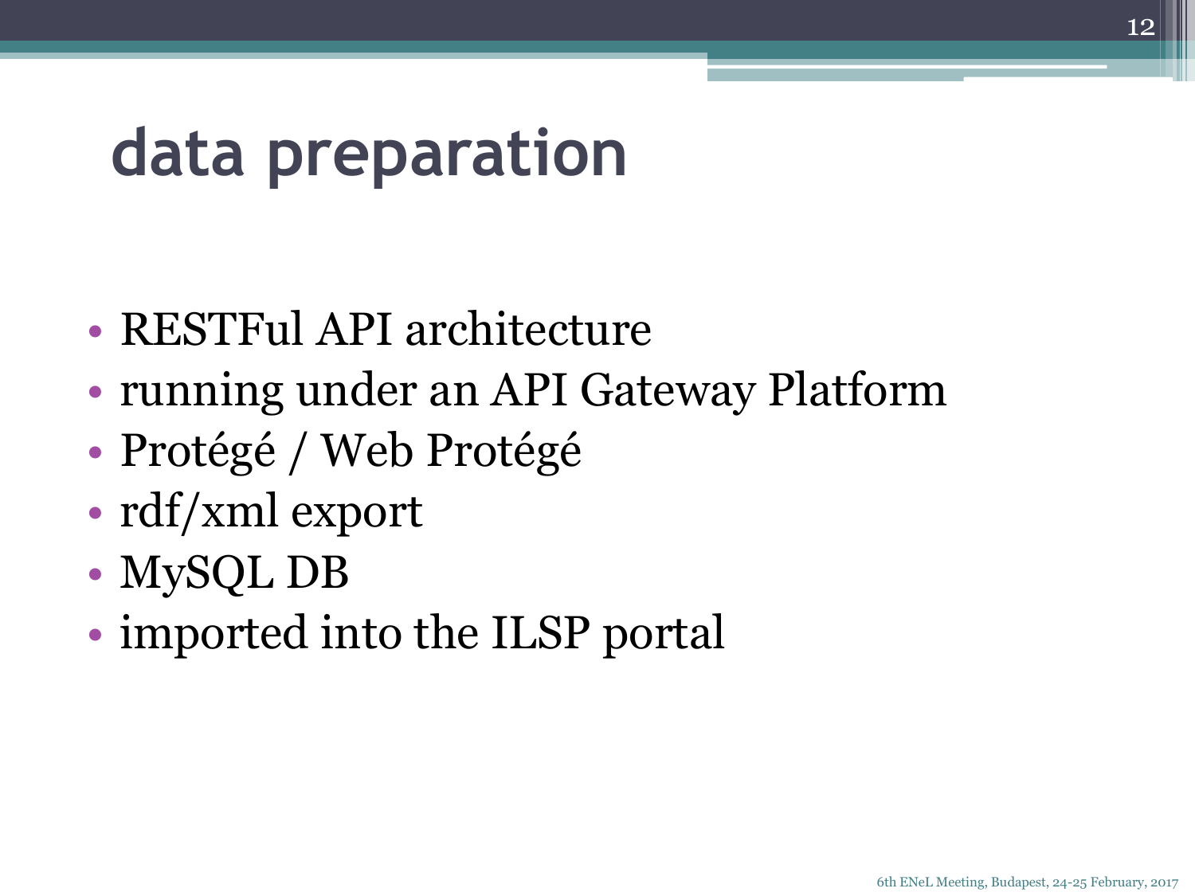# data preparation

- RESTFul API architecture
- running under an API Gateway Platform
- Protégé / Web Protégé
- rdf/xml export
- MySQL DB
- imported into the ILSP portal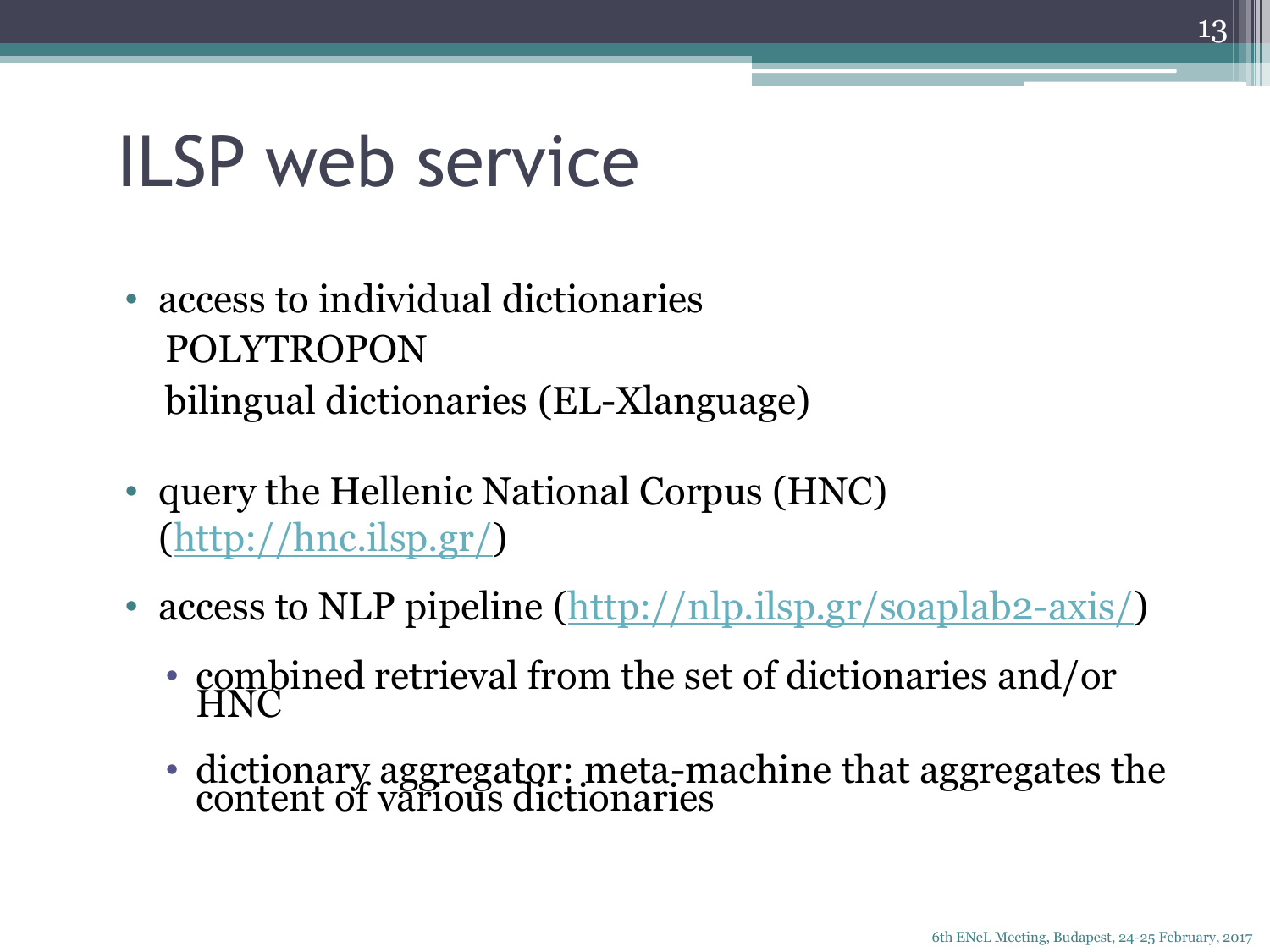# ILSP web service

- access to individual dictionaries
  POLYTROPON
  bilingual dictionaries (EL-Xlanguage)

- query the Hellenic National Corpus (HNC) (http://hnc.ilsp.gr/)

- access to NLP pipeline (http://nlp.ilsp.gr/soaplab2-axis/)
  - combined retrieval from the set of dictionaries and/or HNC
  - dictionary aggregator: meta-machine that aggregates the content of various dictionaries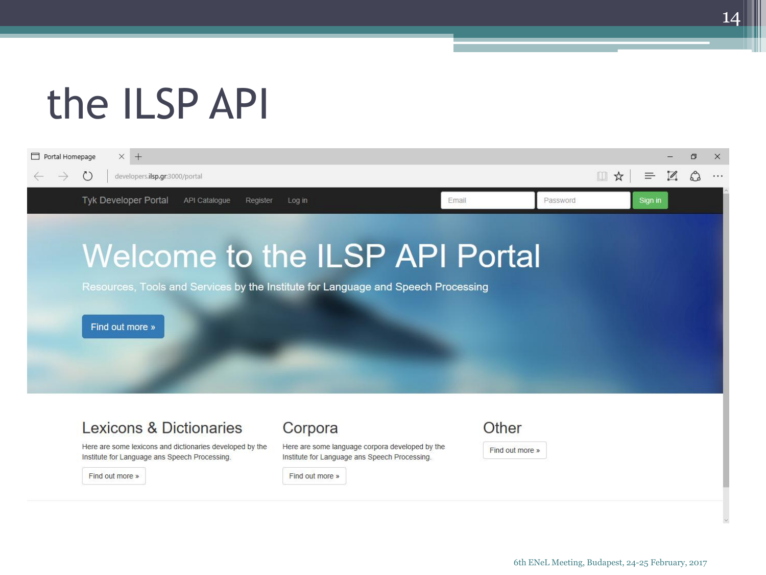# the ILSP API

Portal Homepage

developers.ilsp.gr:3000/portal

Tyk Developer Portal | API Catalogue | Register | Log in | Email | Password | Sign in

## Welcome to the ILSP API Portal

Resources, Tools and Services by the Institute for Language and Speech Processing

Find out more »

### Lexicons & Dictionaries

Here are some lexicons and dictionaries developed by the Institute for Language ans Speech Processing.

Find out more »

### Corpora

Here are some language corpora developed by the Institute for Language ans Speech Processing.

Find out more »

### Other

Find out more »

6th ENeL Meeting, Budapest, 24-25 February, 2017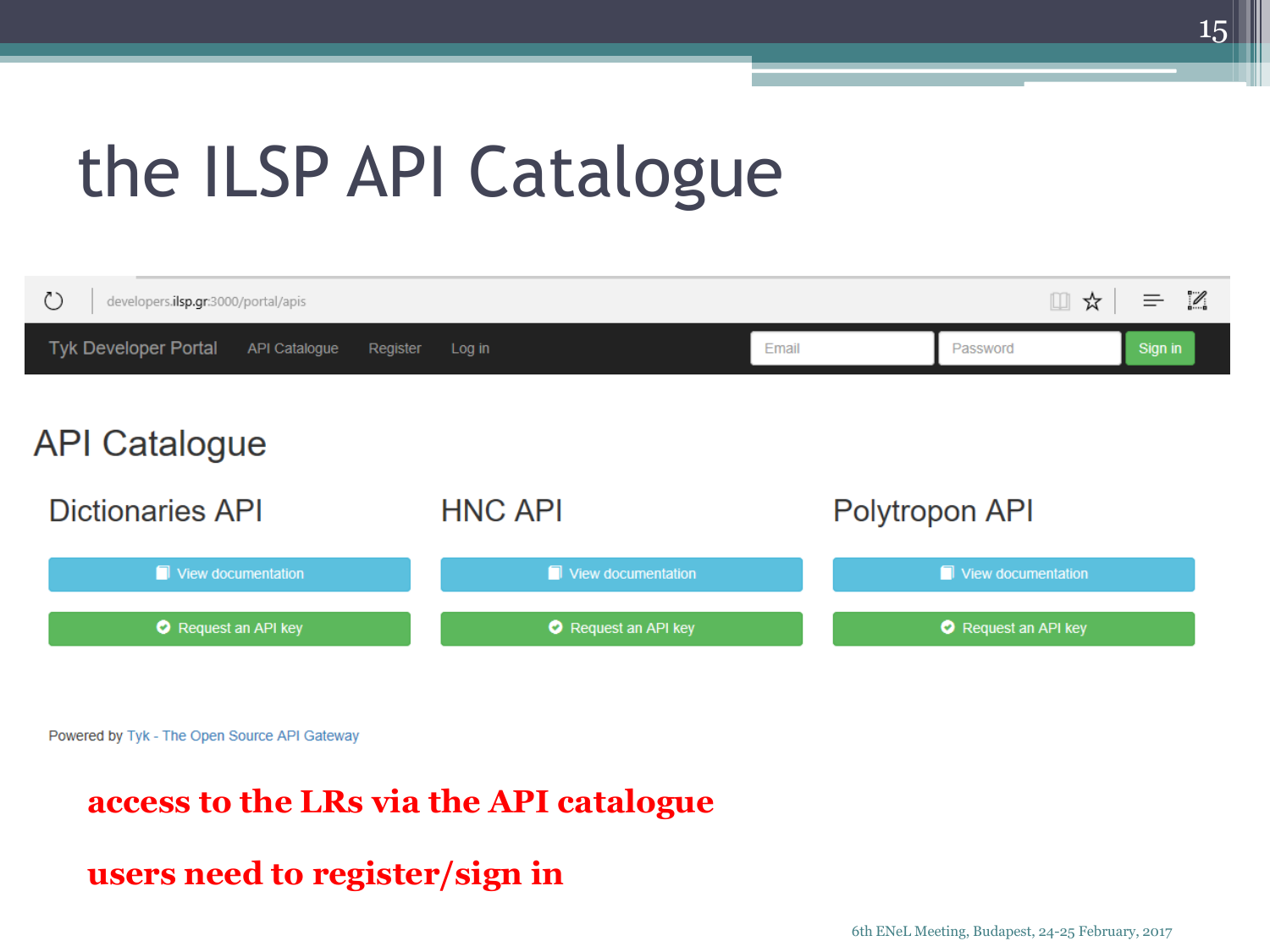# the ILSP API Catalogue

developers.ilsp.gr:3000/portal/apis

Tyk Developer Portal | API Catalogue | Register | Log in | Email | Password | Sign in

## API Catalogue

### Dictionaries API

View documentation

Request an API key

### HNC API

View documentation

Request an API key

### Polytropon API

View documentation

Request an API key

Powered by Tyk - The Open Source API Gateway

**access to the LRs via the API catalogue**

**users need to register/sign in**

6th ENeL Meeting, Budapest, 24-25 February, 2017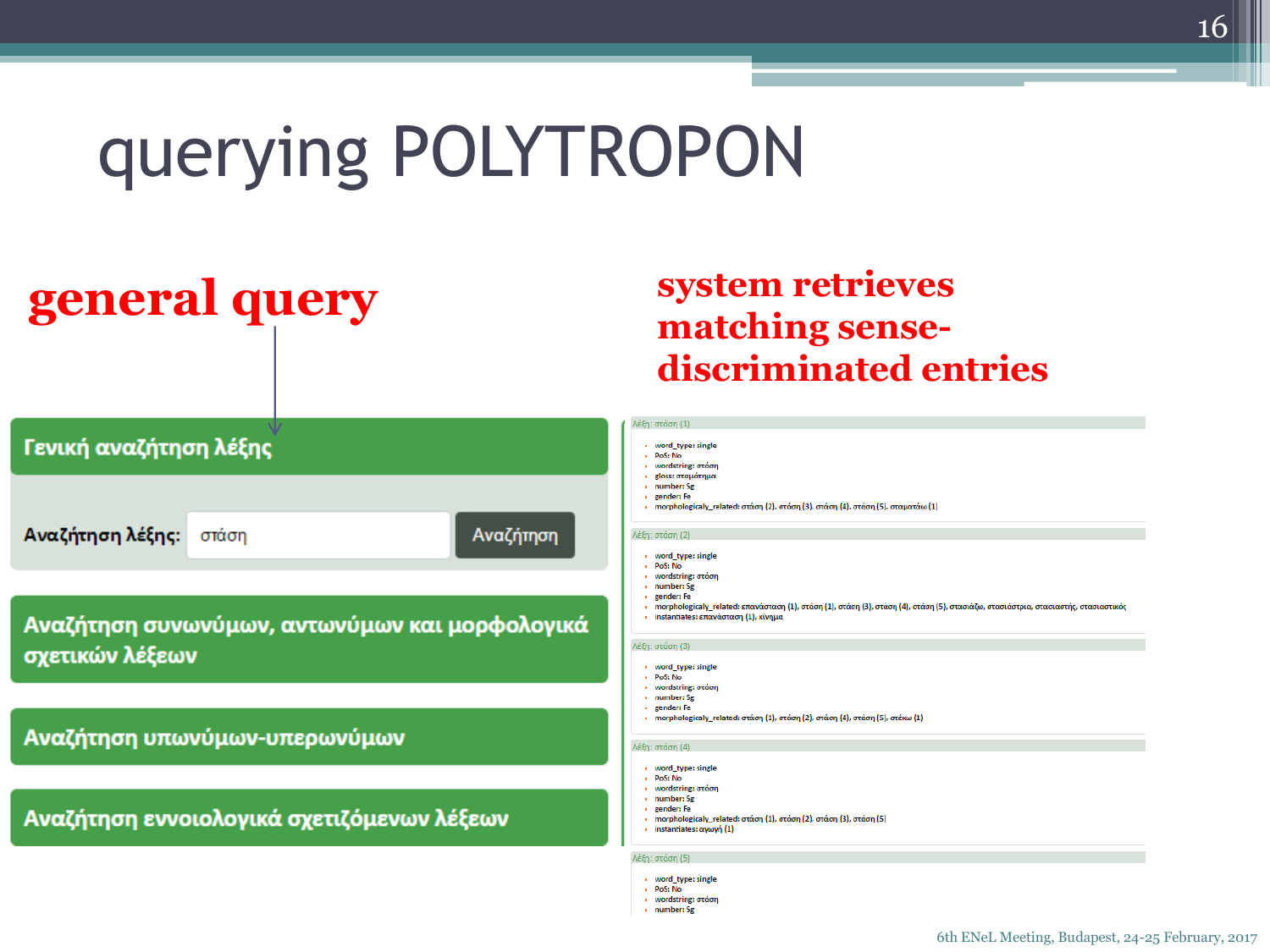# querying POLYTROPON

**general query**

**system retrieves matching sense-discriminated entries**

**Γενική αναζήτηση λέξης**

Αναζήτηση λέξης: στάση [Αναζήτηση]

**Αναζήτηση συνωνύμων, αντωνύμων και μορφολογικά σχετικών λέξεων**

**Αναζήτηση υπωνύμων-υπερωνύμων**

**Αναζήτηση εννοιολογικά σχετιζόμενων λέξεων**

Λέξη: στάση (1)

- word_type: single
- PoS: No
- wordstring: στάση
- gloss: σταμάτημα
- number: Sg
- gender: Fe
- morphologicaly_related: στάση (2), στάση (3), στάση (4), στάση (5), σταματάω (1)

Λέξη: στάση (2)

- word_type: single
- PoS: No
- wordstring: στάση
- number: Sg
- gender: Fe
- morphologicaly_related: επανάσταση (1), στάση (1), στάση (3), στάση (4), στάση (5), στασιάζω, στασιάστρια, στασιαστής, στασιαστικός
- instantiates: επανάσταση (1), κίνημα

Λέξη: στάση (3)

- word_type: single
- PoS: No
- wordstring: στάση
- number: Sg
- gender: Fe
- morphologicaly_related: στάση (1), στάση (2), στάση (4), στάση (5), στέκω (1)

Λέξη: στάση (4)

- word_type: single
- PoS: No
- wordstring: στάση
- number: Sg
- gender: Fe
- morphologicaly_related: στάση (1), στάση (2), στάση (3), στάση (5)
- instantiates: αγωγή (1)

Λέξη: στάση (5)

- word_type: single
- PoS: No
- wordstring: στάση
- number: Sg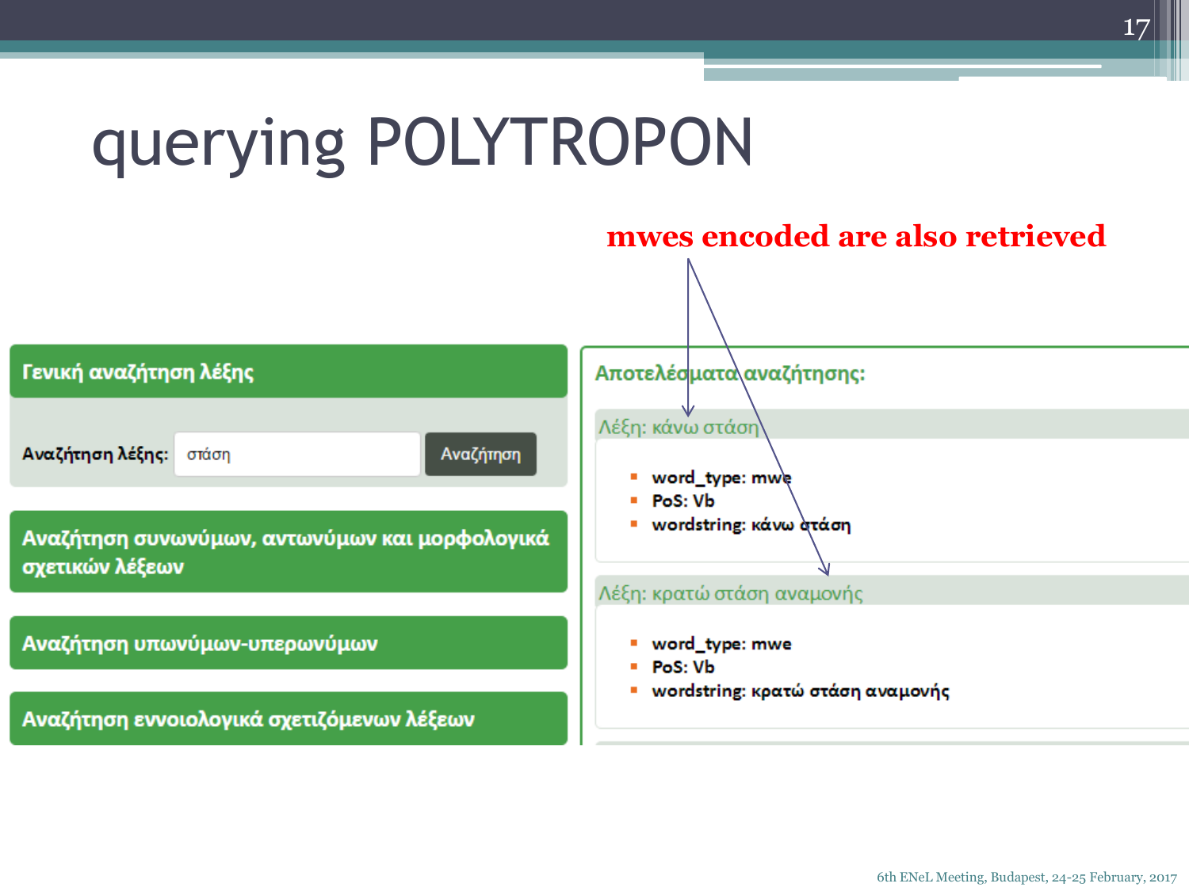# querying POLYTROPON

**mwes encoded are also retrieved**

**Γενική αναζήτηση λέξης**

**Αναζήτηση λέξης:** στάση [Αναζήτηση]

**Αναζήτηση συνωνύμων, αντωνύμων και μορφολογικά σχετικών λέξεων**

**Αναζήτηση υπωνύμων-υπερωνύμων**

**Αναζήτηση εννοιολογικά σχετιζόμενων λέξεων**

**Αποτελέσματα αναζήτησης:**

Λέξη: κάνω στάση

- **word_type: mwe**
- **PoS: Vb**
- **wordstring: κάνω στάση**

Λέξη: κρατώ στάση αναμονής

- **word_type: mwe**
- **PoS: Vb**
- **wordstring: κρατώ στάση αναμονής**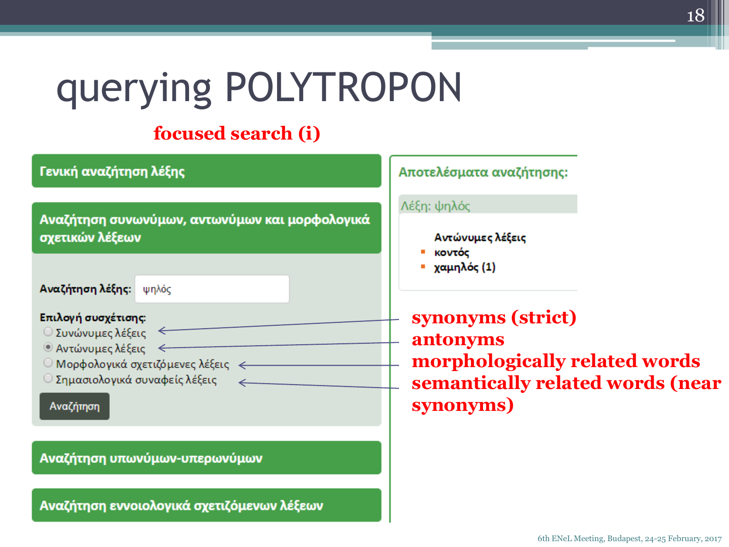# querying POLYTROPON

**focused search (i)**

**Γενική αναζήτηση λέξης**

**Αναζήτηση συνωνύμων, αντωνύμων και μορφολογικά σχετικών λέξεων**

**Αναζήτηση λέξης:** ψηλός

**Επιλογή συσχέτισης:**

- Συνώνυμες λέξεις
- Αντώνυμες λέξεις
- Μορφολογικά σχετιζόμενες λέξεις
- Σημασιολογικά συναφείς λέξεις

Αναζήτηση

**Αναζήτηση υπωνύμων-υπερωνύμων**

**Αναζήτηση εννοιολογικά σχετιζόμενων λέξεων**

**Αποτελέσματα αναζήτησης:**

Λέξη: ψηλός

**Αντώνυμες λέξεις**

- **κοντός**
- **χαμηλός (1)**

**synonyms (strict)**
**antonyms**
**morphologically related words**
**semantically related words (near synonyms)**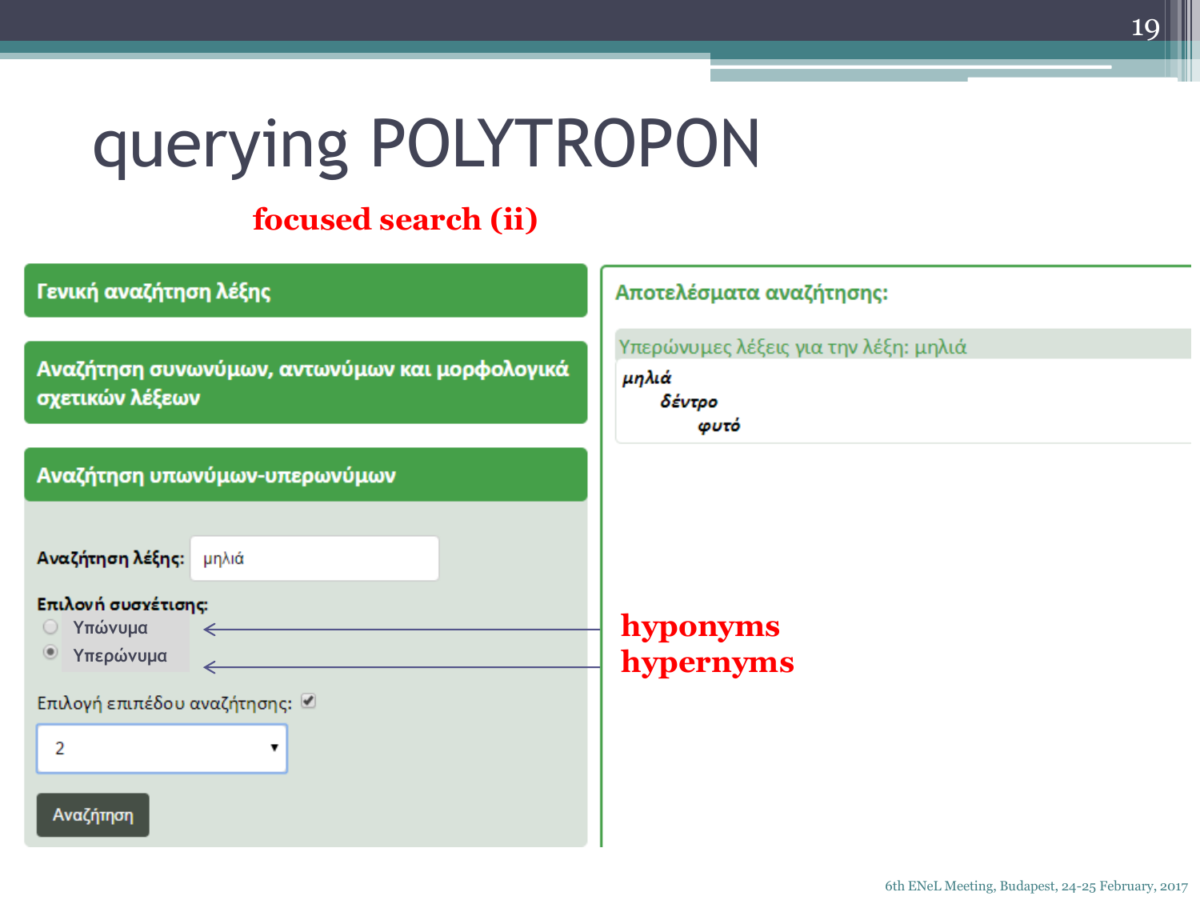# querying POLYTROPON

**focused search (ii)**

**Γενική αναζήτηση λέξης**

**Αναζήτηση συνωνύμων, αντωνύμων και μορφολογικά σχετικών λέξεων**

**Αναζήτηση υπωνύμων-υπερωνύμων**

**Αναζήτηση λέξης:** μηλιά

**Επιλογή συσχέτισης:**

- Υπώνυμα ← **hyponyms**
- Υπερώνυμα ← **hypernyms**

Επιλογή επιπέδου αναζήτησης: ☑

2

Αναζήτηση

**Αποτελέσματα αναζήτησης:**

Υπερώνυμες λέξεις για την λέξη: μηλιά

- ***μηλιά***
  - ***δέντρο***
    - ***φυτό***

6th ENeL Meeting, Budapest, 24-25 February, 2017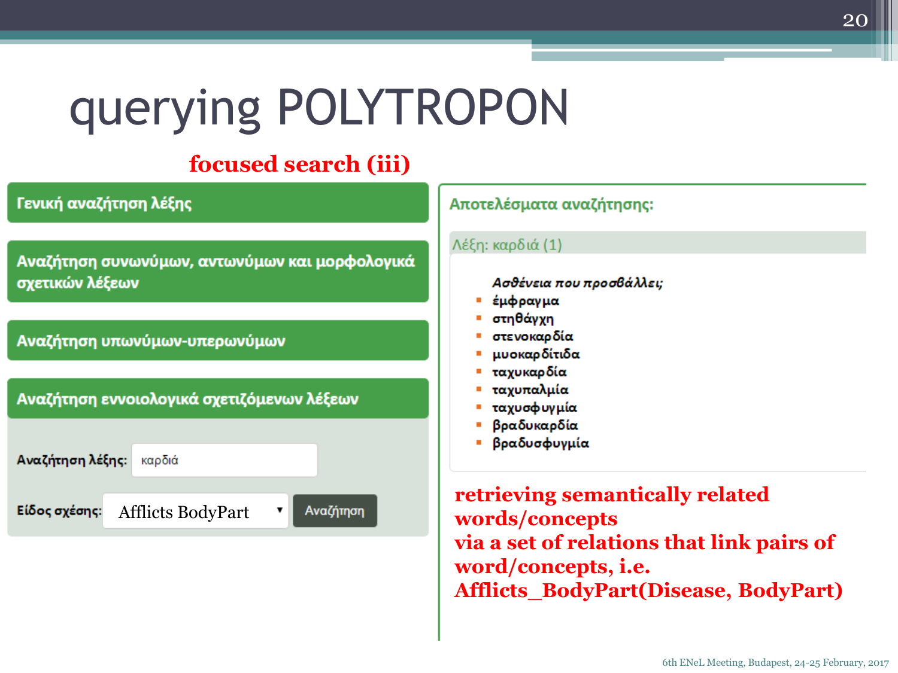# querying POLYTROPON

## focused search (iii)

**Γενική αναζήτηση λέξης**

**Αναζήτηση συνωνύμων, αντωνύμων και μορφολογικά σχετικών λέξεων**

**Αναζήτηση υπωνύμων-υπερωνύμων**

**Αναζήτηση εννοιολογικά σχετιζόμενων λέξεων**

**Αναζήτηση λέξης:** καρδιά

**Είδος σχέσης:** Afflicts BodyPart

Αναζήτηση

**Αποτελέσματα αναζήτησης:**

Λέξη: καρδιά (1)

***Ασθένεια που προσβάλλει;***

- έμφραγμα
- στηθάγχη
- στενοκαρδία
- μυοκαρδίτιδα
- ταχυκαρδία
- ταχυπαλμία
- ταχυσφυγμία
- βραδυκαρδία
- βραδυσφυγμία

**retrieving semantically related words/concepts via a set of relations that link pairs of word/concepts, i.e. Afflicts_BodyPart(Disease, BodyPart)**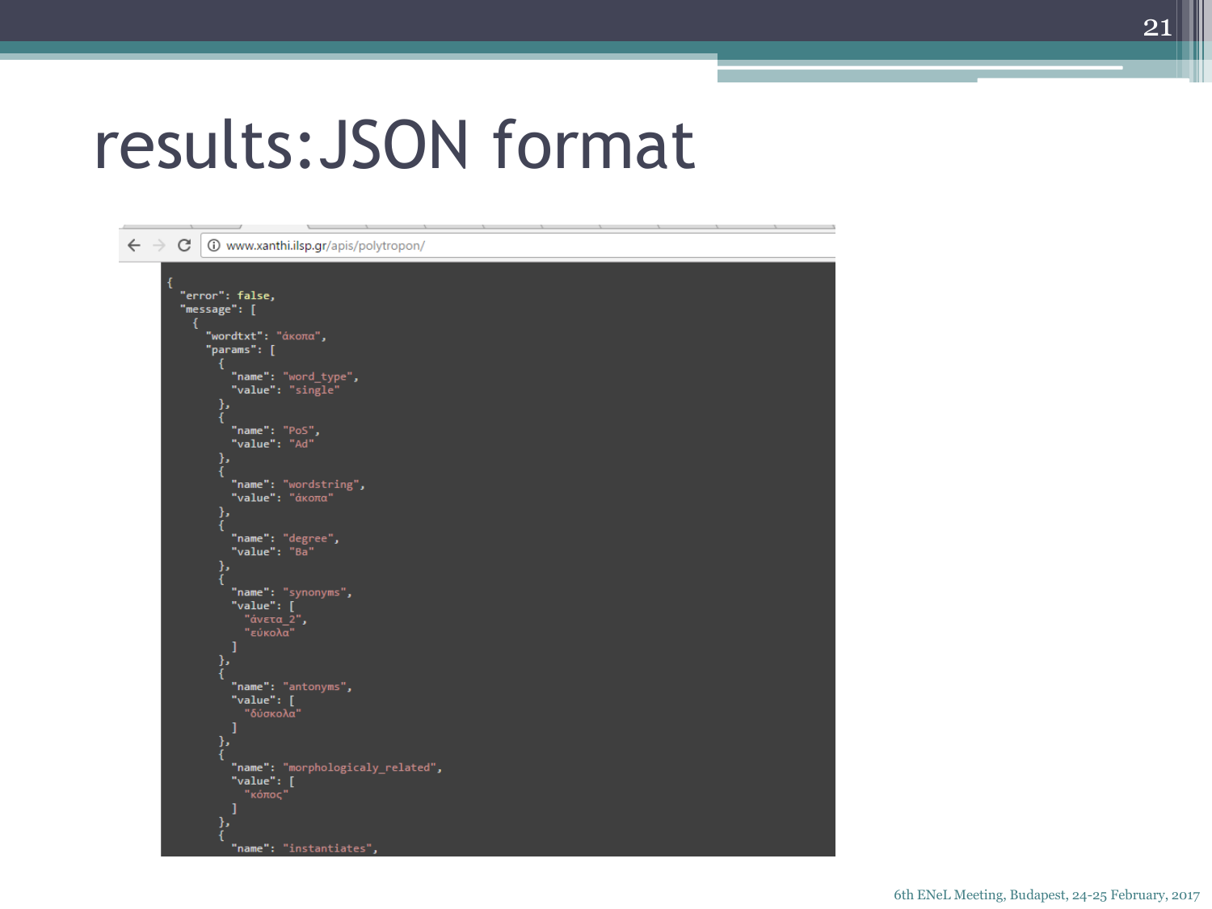# results:JSON format

www.xanthi.ilsp.gr/apis/polytropon/

```
{
  "error": false,
  "message": [
    {
      "wordtxt": "άκοπα",
      "params": [
        {
          "name": "word_type",
          "value": "single"
        },
        {
          "name": "PoS",
          "value": "Ad"
        },
        {
          "name": "wordstring",
          "value": "άκοπα"
        },
        {
          "name": "degree",
          "value": "Ba"
        },
        {
          "name": "synonyms",
          "value": [
            "άνετα_2",
            "εύκολα"
          ]
        },
        {
          "name": "antonyms",
          "value": [
            "δύσκολα"
          ]
        },
        {
          "name": "morphologicaly_related",
          "value": [
            "κόπος"
          ]
        },
        {
          "name": "instantiates",
```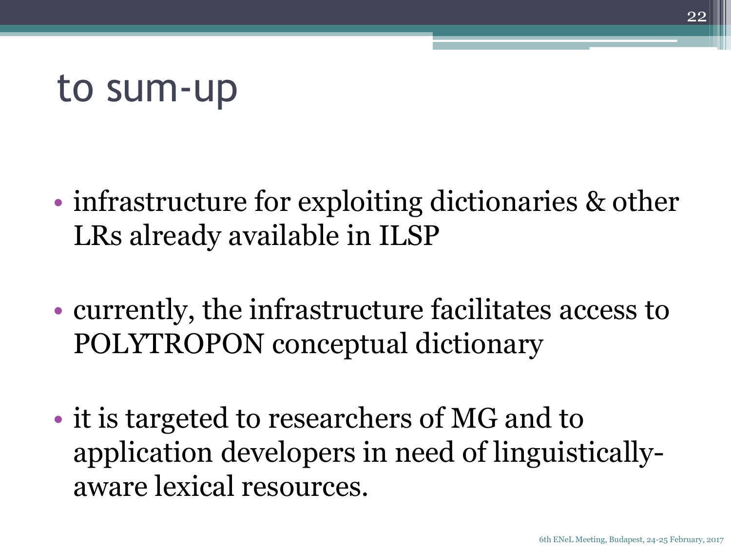# to sum-up

- infrastructure for exploiting dictionaries & other LRs already available in ILSP

- currently, the infrastructure facilitates access to POLYTROPON conceptual dictionary

- it is targeted to researchers of MG and to application developers in need of linguistically-aware lexical resources.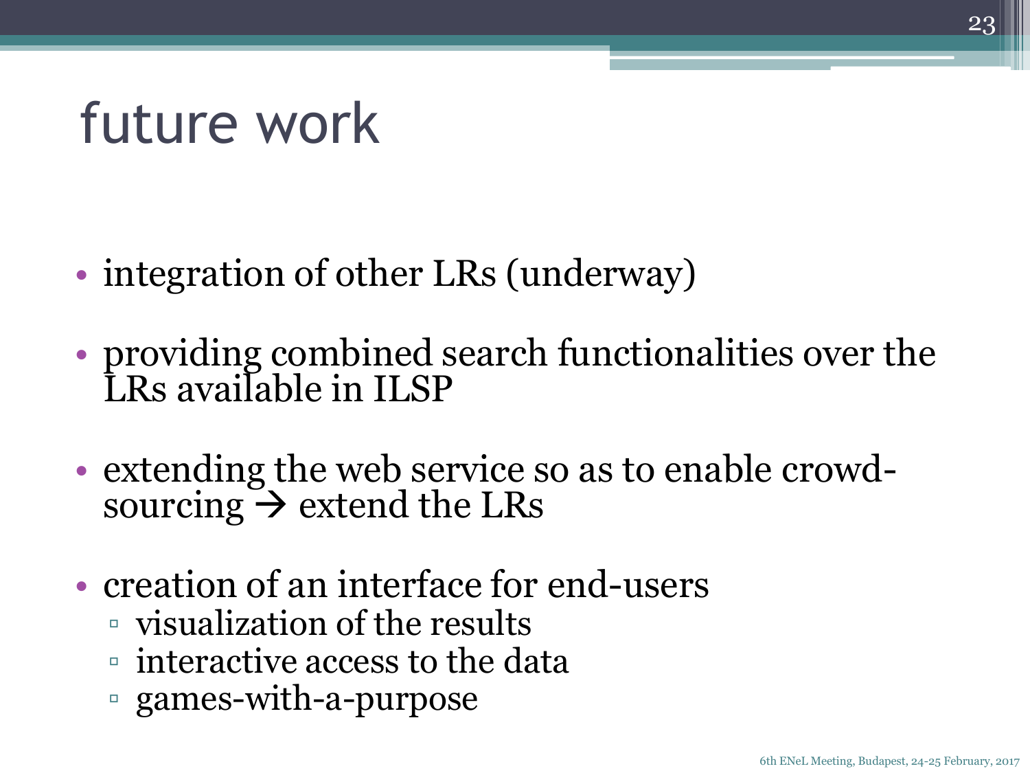# future work

- integration of other LRs (underway)
- providing combined search functionalities over the LRs available in ILSP
- extending the web service so as to enable crowd-sourcing → extend the LRs
- creation of an interface for end-users
  - visualization of the results
  - interactive access to the data
  - games-with-a-purpose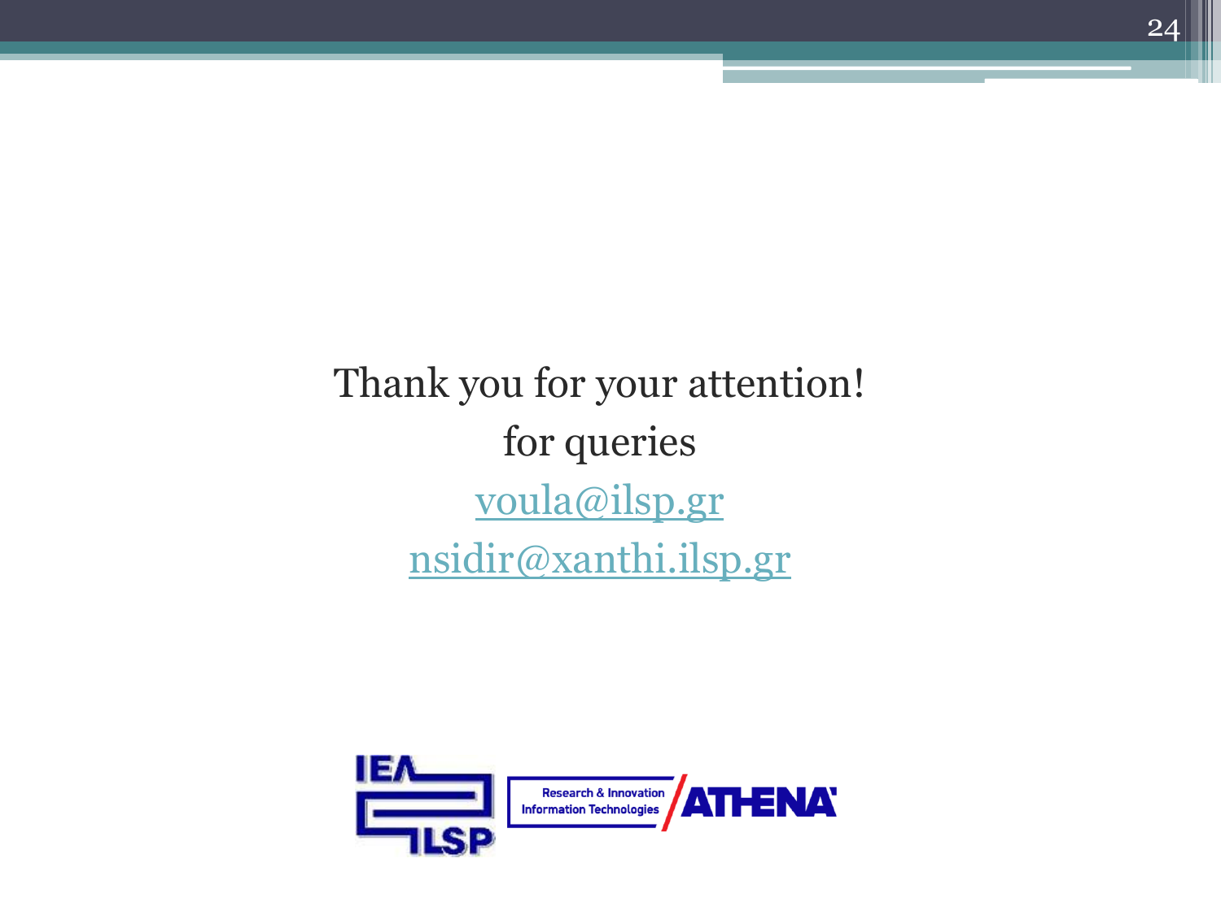Thank you for your attention!

for queries

voula@ilsp.gr

nsidir@xanthi.ilsp.gr